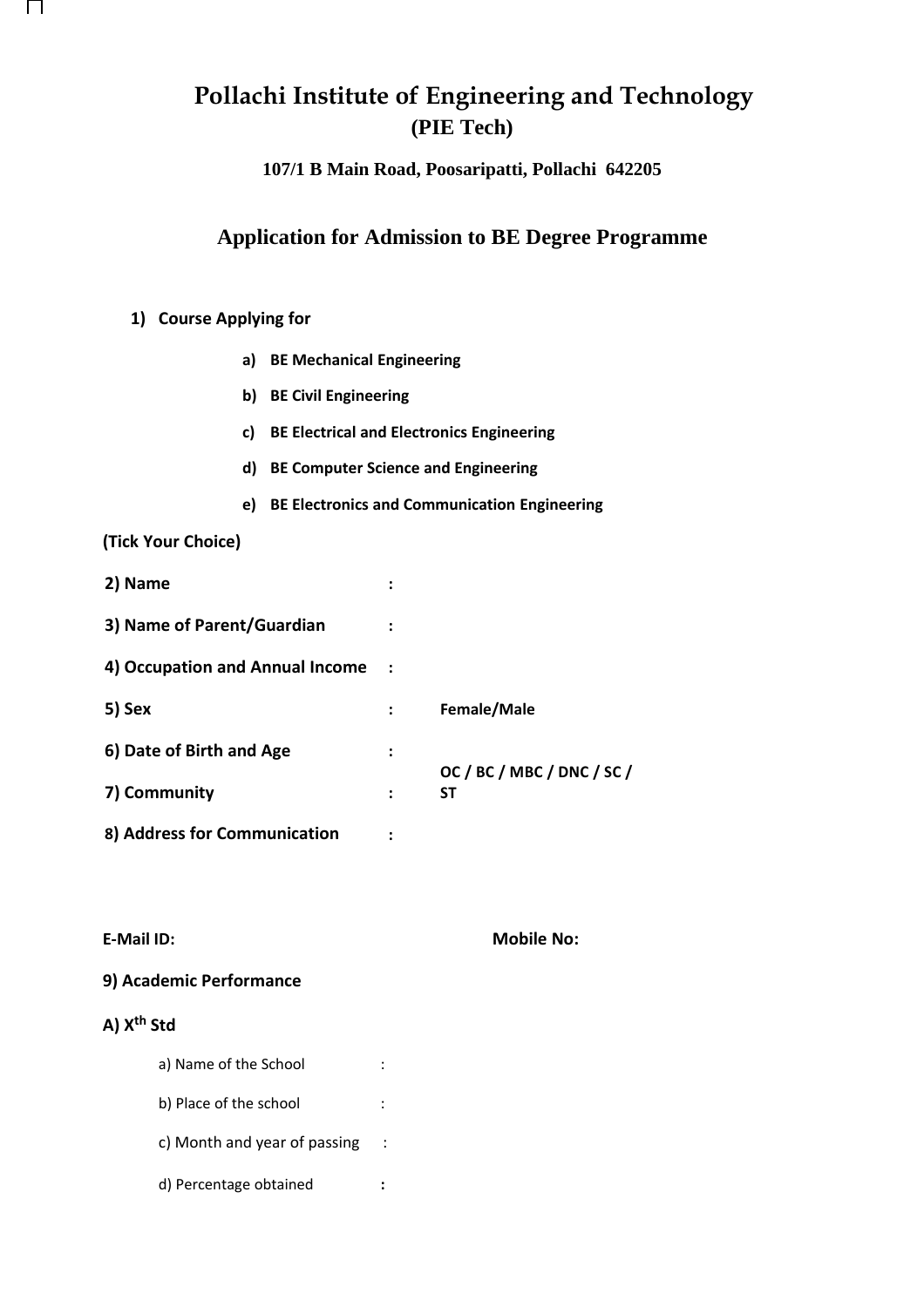# Pollachi Institute of Engineering and Technology

## (PIE Tech)

**107/1 B Main Road, Poosaripatti, Pollachi 642205**

## Application for Admission to BE Degree Programme

**1) Course Applying for**

- **a) BE Mechanical Engineering**
- **b) BE Civil Engineering**
- **c) BE Electrical and Electronics Engineering**
- **d) BE Computer Science and Engineering**
- **e) BE Electronics and Communication Engineering**

**(Tick Your Choice)**

**2) Name :**

**3) Name of Parent/Guardian :**

**4) Occupation and Annual Income :**

**5) Sex : Female/Male**

**6) Date of Birth and Age :**

**7) Community : OC / BC / MBC / DNC / SC / ST**

**8) Address for Communication :**

**E-Mail ID:** **Mobile No:**

**9) Academic Performance**

**A) X**$^{th}$ **Std**

a) Name of the School :

b) Place of the school :

c) Month and year of passing :

d) Percentage obtained :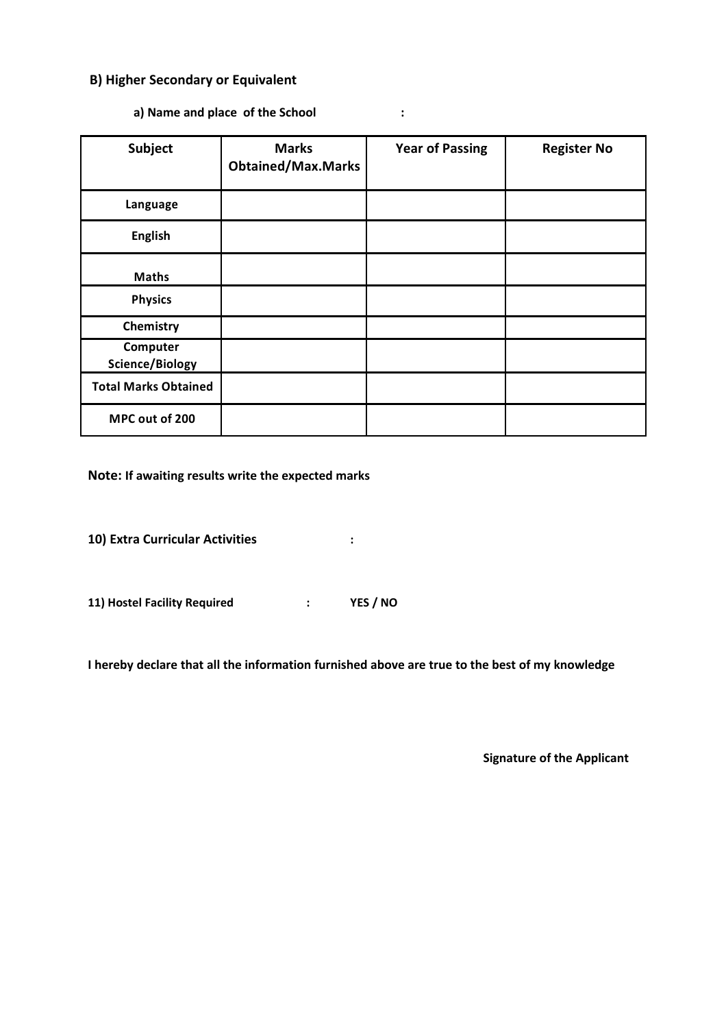**B) Higher Secondary or Equivalent**

**a) Name and place of the School :**

| Subject | Marks Obtained/Max.Marks | Year of Passing | Register No |
| --- | --- | --- | --- |
| Language | | | |
| English | | | |
| Maths | | | |
| Physics | | | |
| Chemistry | | | |
| Computer Science/Biology | | | |
| Total Marks Obtained | | | |
| MPC out of 200 | | | |

**Note: If awaiting results write the expected marks**

**10) Extra Curricular Activities :**

**11) Hostel Facility Required : YES / NO**

**I hereby declare that all the information furnished above are true to the best of my knowledge**

**Signature of the Applicant**